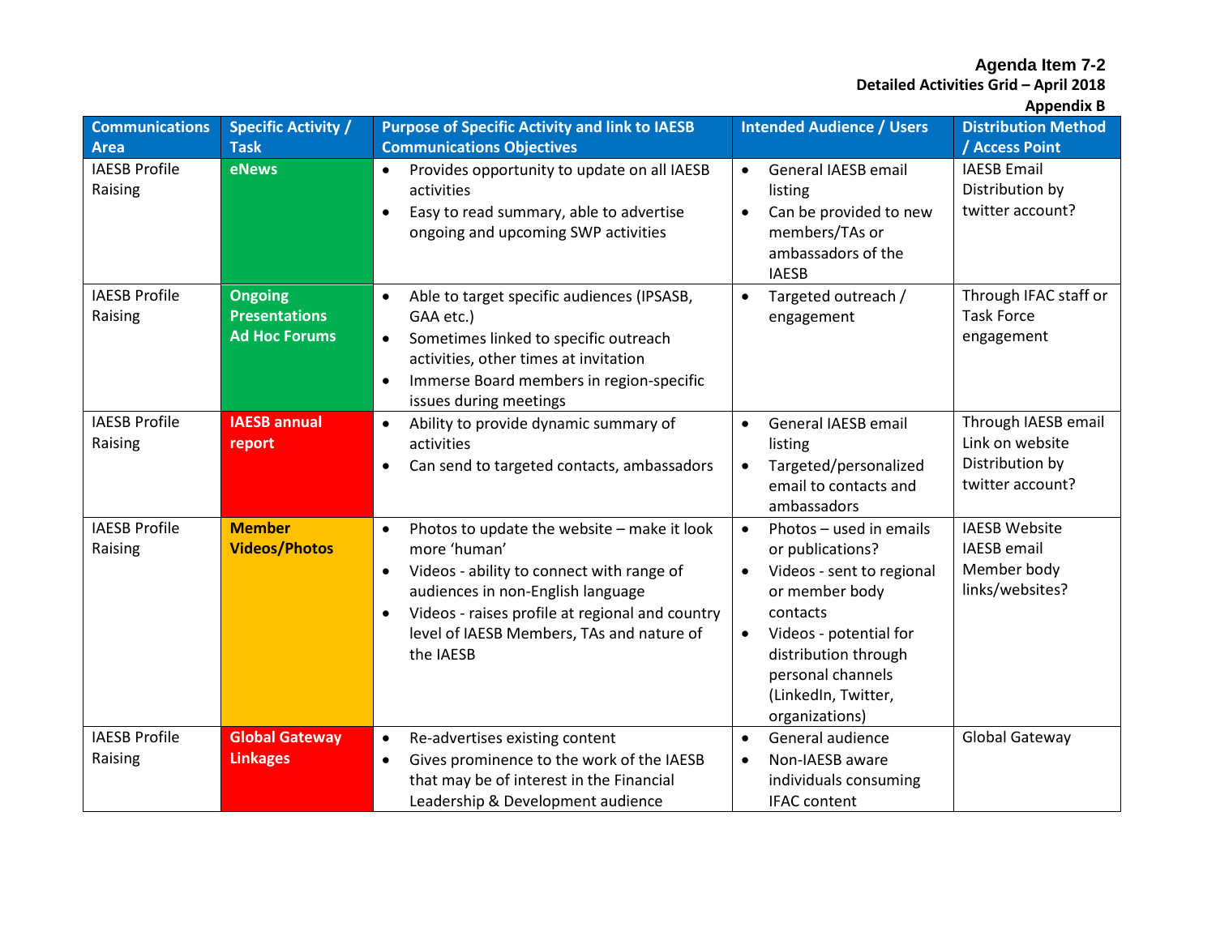**Agenda Item 7-2**

**Detailed Activities Grid – April 2018**

**Appendix B**

| Communications Area | Specific Activity / Task | Purpose of Specific Activity and link to IAESB Communications Objectives | Intended Audience / Users | Distribution Method / Access Point |
|---|---|---|---|---|
| IAESB Profile Raising | **eNews** | • Provides opportunity to update on all IAESB activities<br>• Easy to read summary, able to advertise ongoing and upcoming SWP activities | • General IAESB email listing<br>• Can be provided to new members/TAs or ambassadors of the IAESB | IAESB Email<br>Distribution by twitter account? |
| IAESB Profile Raising | **Ongoing Presentations**<br>**Ad Hoc Forums** | • Able to target specific audiences (IPSASB, GAA etc.)<br>• Sometimes linked to specific outreach activities, other times at invitation<br>• Immerse Board members in region-specific issues during meetings | • Targeted outreach / engagement | Through IFAC staff or Task Force engagement |
| IAESB Profile Raising | **IAESB annual report** | • Ability to provide dynamic summary of activities<br>• Can send to targeted contacts, ambassadors | • General IAESB email listing<br>• Targeted/personalized email to contacts and ambassadors | Through IAESB email<br>Link on website<br>Distribution by twitter account? |
| IAESB Profile Raising | **Member Videos/Photos** | • Photos to update the website – make it look more 'human'<br>• Videos - ability to connect with range of audiences in non-English language<br>• Videos - raises profile at regional and country level of IAESB Members, TAs and nature of the IAESB | • Photos – used in emails or publications?<br>• Videos - sent to regional or member body contacts<br>• Videos - potential for distribution through personal channels (LinkedIn, Twitter, organizations) | IAESB Website<br>IAESB email<br>Member body links/websites? |
| IAESB Profile Raising | **Global Gateway Linkages** | • Re-advertises existing content<br>• Gives prominence to the work of the IAESB that may be of interest in the Financial Leadership & Development audience | • General audience<br>• Non-IAESB aware individuals consuming IFAC content | Global Gateway |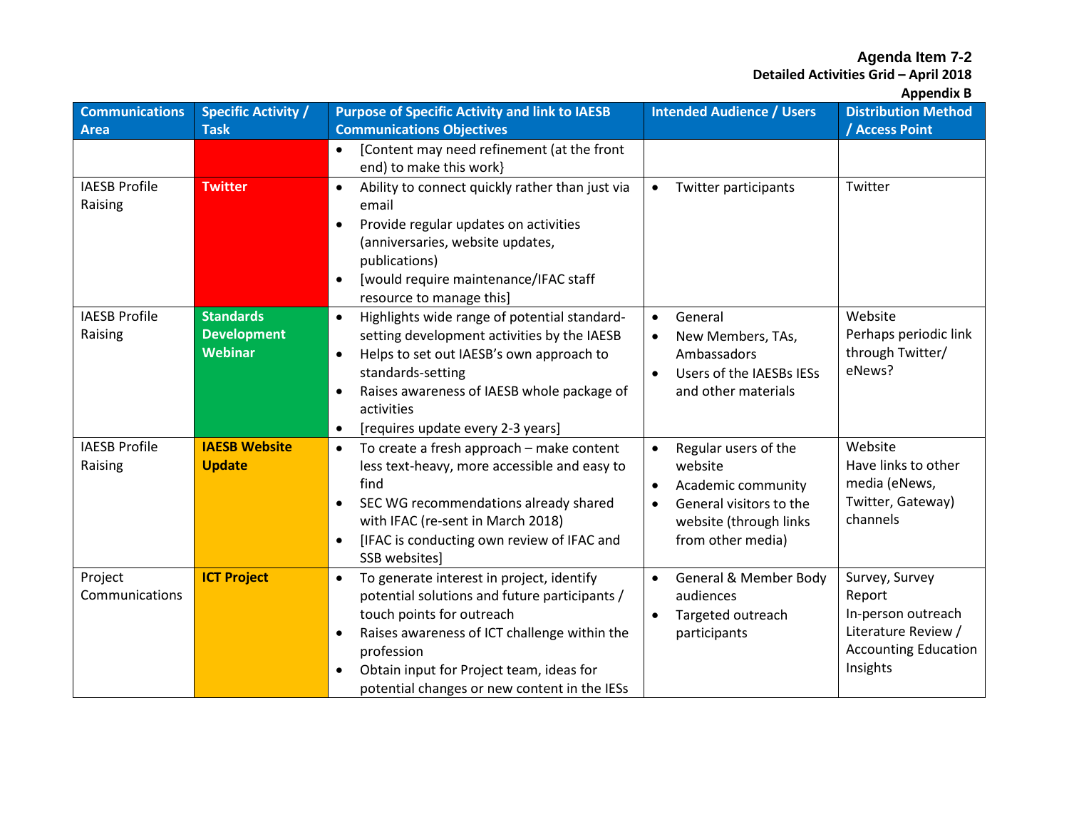| Communications Area | Specific Activity / Task | Purpose of Specific Activity and link to IAESB Communications Objectives | Intended Audience / Users | Distribution Method / Access Point |
|---|---|---|---|---|
| | | • [Content may need refinement (at the front end) to make this work} | | |
| IAESB Profile Raising | **Twitter** | • Ability to connect quickly rather than just via email<br>• Provide regular updates on activities (anniversaries, website updates, publications)<br>• [would require maintenance/IFAC staff resource to manage this] | • Twitter participants | Twitter |
| IAESB Profile Raising | **Standards Development Webinar** | • Highlights wide range of potential standard-setting development activities by the IAESB<br>• Helps to set out IAESB's own approach to standards-setting<br>• Raises awareness of IAESB whole package of activities<br>• [requires update every 2-3 years] | • General<br>• New Members, TAs, Ambassadors<br>• Users of the IAESBs IESs and other materials | Website<br>Perhaps periodic link through Twitter/ eNews? |
| IAESB Profile Raising | **IAESB Website Update** | • To create a fresh approach – make content less text-heavy, more accessible and easy to find<br>• SEC WG recommendations already shared with IFAC (re-sent in March 2018)<br>• [IFAC is conducting own review of IFAC and SSB websites] | • Regular users of the website<br>• Academic community<br>• General visitors to the website (through links from other media) | Website<br>Have links to other media (eNews, Twitter, Gateway) channels |
| Project Communications | **ICT Project** | • To generate interest in project, identify potential solutions and future participants / touch points for outreach<br>• Raises awareness of ICT challenge within the profession<br>• Obtain input for Project team, ideas for potential changes or new content in the IESs | • General & Member Body audiences<br>• Targeted outreach participants | Survey, Survey Report<br>In-person outreach<br>Literature Review / Accounting Education Insights |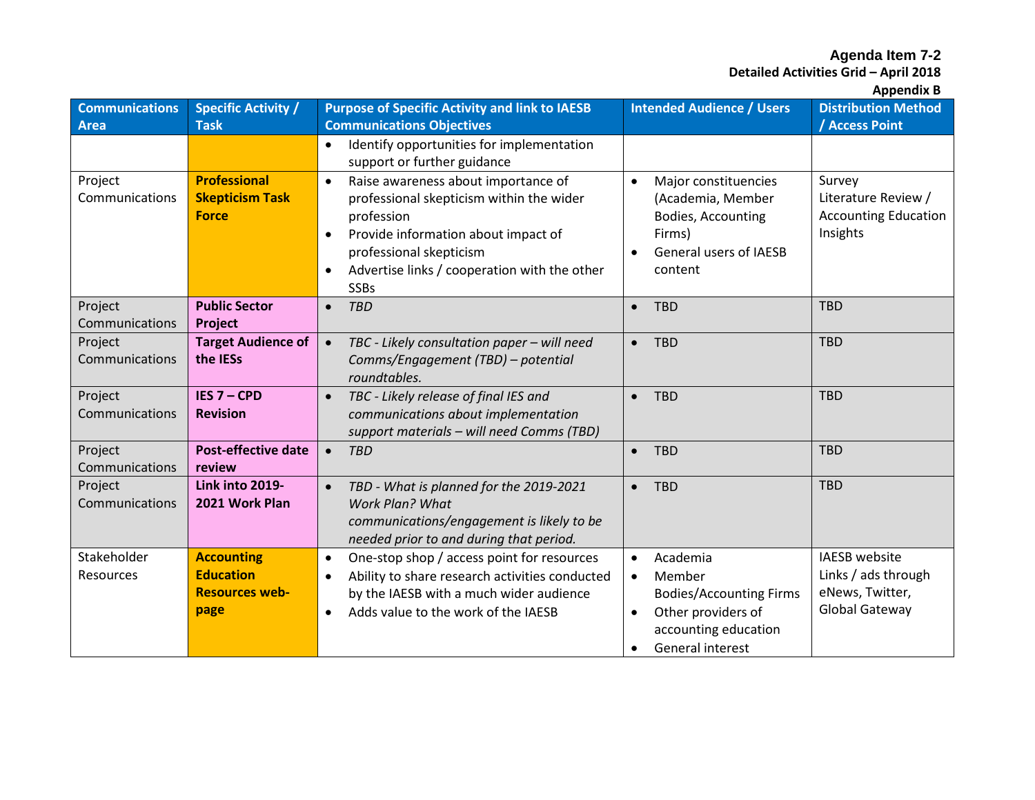**Agenda Item 7-2**
**Detailed Activities Grid – April 2018**
**Appendix B**

| Communications Area | Specific Activity / Task | Purpose of Specific Activity and link to IAESB Communications Objectives | Intended Audience / Users | Distribution Method / Access Point |
|---|---|---|---|---|
| | | • Identify opportunities for implementation support or further guidance | | |
| Project Communications | **Professional Skepticism Task Force** | • Raise awareness about importance of professional skepticism within the wider profession<br>• Provide information about impact of professional skepticism<br>• Advertise links / cooperation with the other SSBs | • Major constituencies (Academia, Member Bodies, Accounting Firms)<br>• General users of IAESB content | Survey<br>Literature Review / Accounting Education Insights |
| Project Communications | **Public Sector Project** | • *TBD* | • TBD | TBD |
| Project Communications | **Target Audience of the IESs** | • *TBC - Likely consultation paper – will need Comms/Engagement (TBD) – potential roundtables.* | • TBD | TBD |
| Project Communications | **IES 7 – CPD Revision** | • *TBC - Likely release of final IES and communications about implementation support materials – will need Comms (TBD)* | • TBD | TBD |
| Project Communications | **Post-effective date review** | • *TBD* | • TBD | TBD |
| Project Communications | **Link into 2019-2021 Work Plan** | • *TBD - What is planned for the 2019-2021 Work Plan? What communications/engagement is likely to be needed prior to and during that period.* | • TBD | TBD |
| Stakeholder Resources | **Accounting Education Resources web-page** | • One-stop shop / access point for resources<br>• Ability to share research activities conducted by the IAESB with a much wider audience<br>• Adds value to the work of the IAESB | • Academia<br>• Member Bodies/Accounting Firms<br>• Other providers of accounting education<br>• General interest | IAESB website<br>Links / ads through eNews, Twitter, Global Gateway |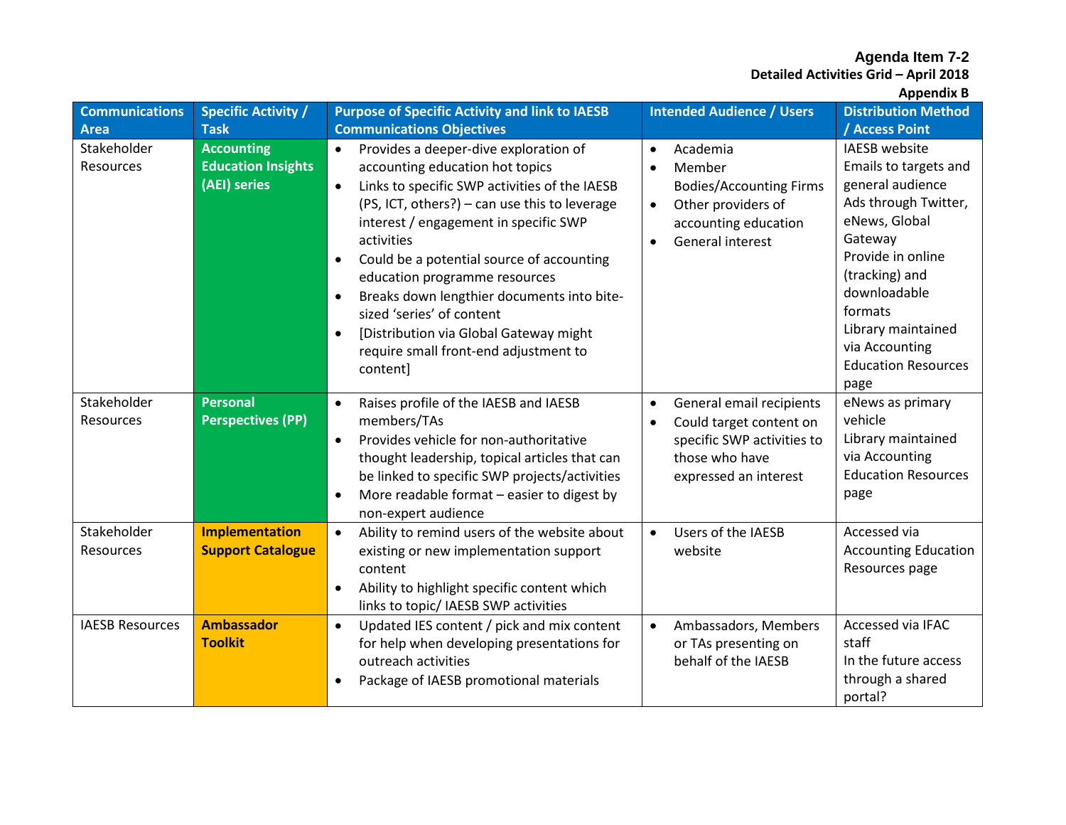**Agenda Item 7-2**
**Detailed Activities Grid – April 2018**
**Appendix B**

| Communications Area | Specific Activity / Task | Purpose of Specific Activity and link to IAESB Communications Objectives | Intended Audience / Users | Distribution Method / Access Point |
|---|---|---|---|---|
| Stakeholder Resources | **Accounting Education Insights (AEI) series** | • Provides a deeper-dive exploration of accounting education hot topics<br>• Links to specific SWP activities of the IAESB (PS, ICT, others?) – can use this to leverage interest / engagement in specific SWP activities<br>• Could be a potential source of accounting education programme resources<br>• Breaks down lengthier documents into bite-sized 'series' of content<br>• [Distribution via Global Gateway might require small front-end adjustment to content] | • Academia<br>• Member Bodies/Accounting Firms<br>• Other providers of accounting education<br>• General interest | IAESB website<br>Emails to targets and general audience<br>Ads through Twitter, eNews, Global Gateway<br>Provide in online (tracking) and downloadable formats<br>Library maintained via Accounting Education Resources page |
| Stakeholder Resources | **Personal Perspectives (PP)** | • Raises profile of the IAESB and IAESB members/TAs<br>• Provides vehicle for non-authoritative thought leadership, topical articles that can be linked to specific SWP projects/activities<br>• More readable format – easier to digest by non-expert audience | • General email recipients<br>• Could target content on specific SWP activities to those who have expressed an interest | eNews as primary vehicle<br>Library maintained via Accounting Education Resources page |
| Stakeholder Resources | **Implementation Support Catalogue** | • Ability to remind users of the website about existing or new implementation support content<br>• Ability to highlight specific content which links to topic/ IAESB SWP activities | • Users of the IAESB website | Accessed via Accounting Education Resources page |
| IAESB Resources | **Ambassador Toolkit** | • Updated IES content / pick and mix content for help when developing presentations for outreach activities<br>• Package of IAESB promotional materials | • Ambassadors, Members or TAs presenting on behalf of the IAESB | Accessed via IFAC staff<br>In the future access through a shared portal? |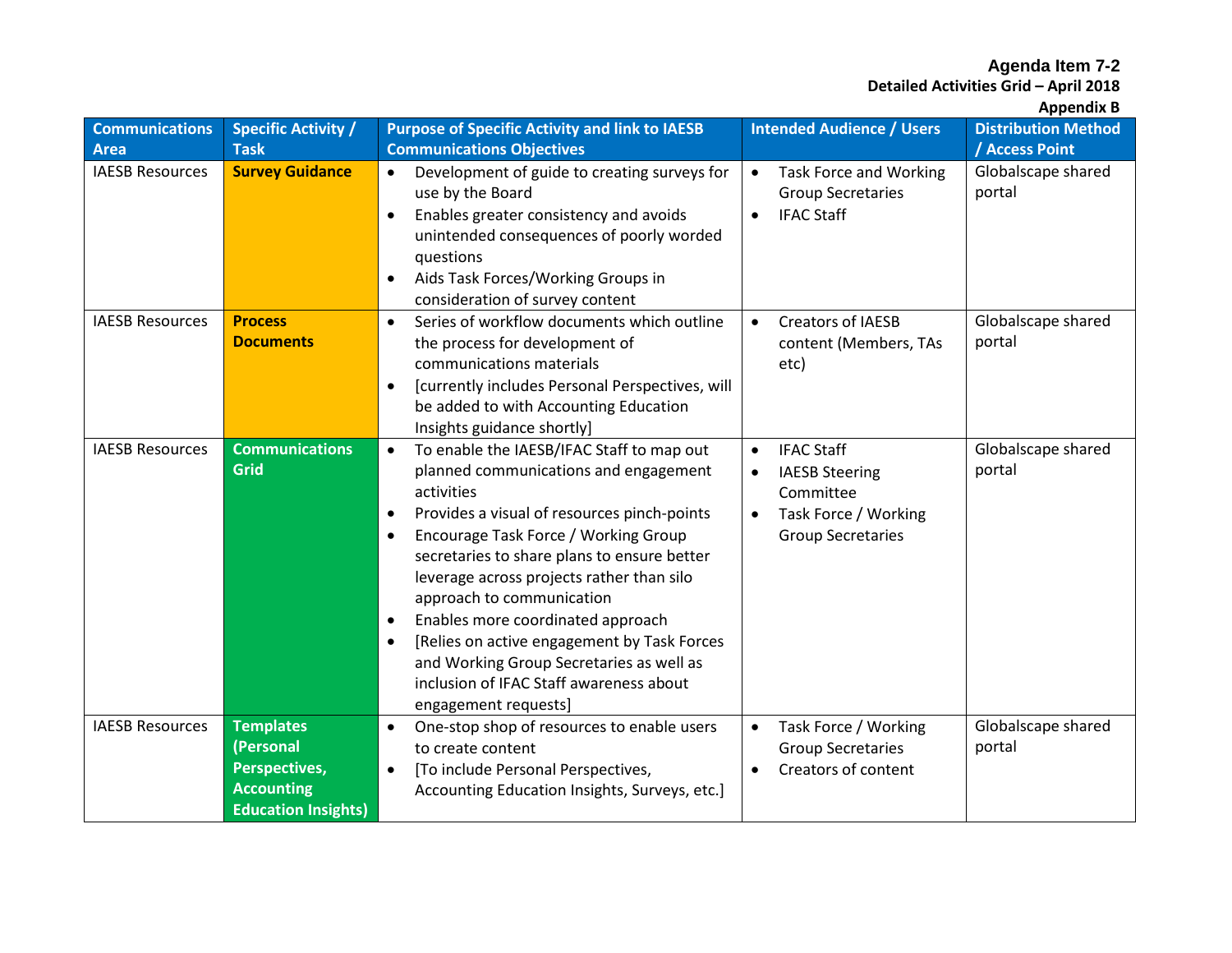**Agenda Item 7-2**

**Detailed Activities Grid – April 2018**

**Appendix B**

| Communications Area | Specific Activity / Task | Purpose of Specific Activity and link to IAESB Communications Objectives | Intended Audience / Users | Distribution Method / Access Point |
|---|---|---|---|---|
| IAESB Resources | **Survey Guidance** | • Development of guide to creating surveys for use by the Board<br>• Enables greater consistency and avoids unintended consequences of poorly worded questions<br>• Aids Task Forces/Working Groups in consideration of survey content | • Task Force and Working Group Secretaries<br>• IFAC Staff | Globalscape shared portal |
| IAESB Resources | **Process Documents** | • Series of workflow documents which outline the process for development of communications materials<br>• [currently includes Personal Perspectives, will be added to with Accounting Education Insights guidance shortly] | • Creators of IAESB content (Members, TAs etc) | Globalscape shared portal |
| IAESB Resources | **Communications Grid** | • To enable the IAESB/IFAC Staff to map out planned communications and engagement activities<br>• Provides a visual of resources pinch-points<br>• Encourage Task Force / Working Group secretaries to share plans to ensure better leverage across projects rather than silo approach to communication<br>• Enables more coordinated approach<br>• [Relies on active engagement by Task Forces and Working Group Secretaries as well as inclusion of IFAC Staff awareness about engagement requests] | • IFAC Staff<br>• IAESB Steering Committee<br>• Task Force / Working Group Secretaries | Globalscape shared portal |
| IAESB Resources | **Templates (Personal Perspectives, Accounting Education Insights)** | • One-stop shop of resources to enable users to create content<br>• [To include Personal Perspectives, Accounting Education Insights, Surveys, etc.] | • Task Force / Working Group Secretaries<br>• Creators of content | Globalscape shared portal |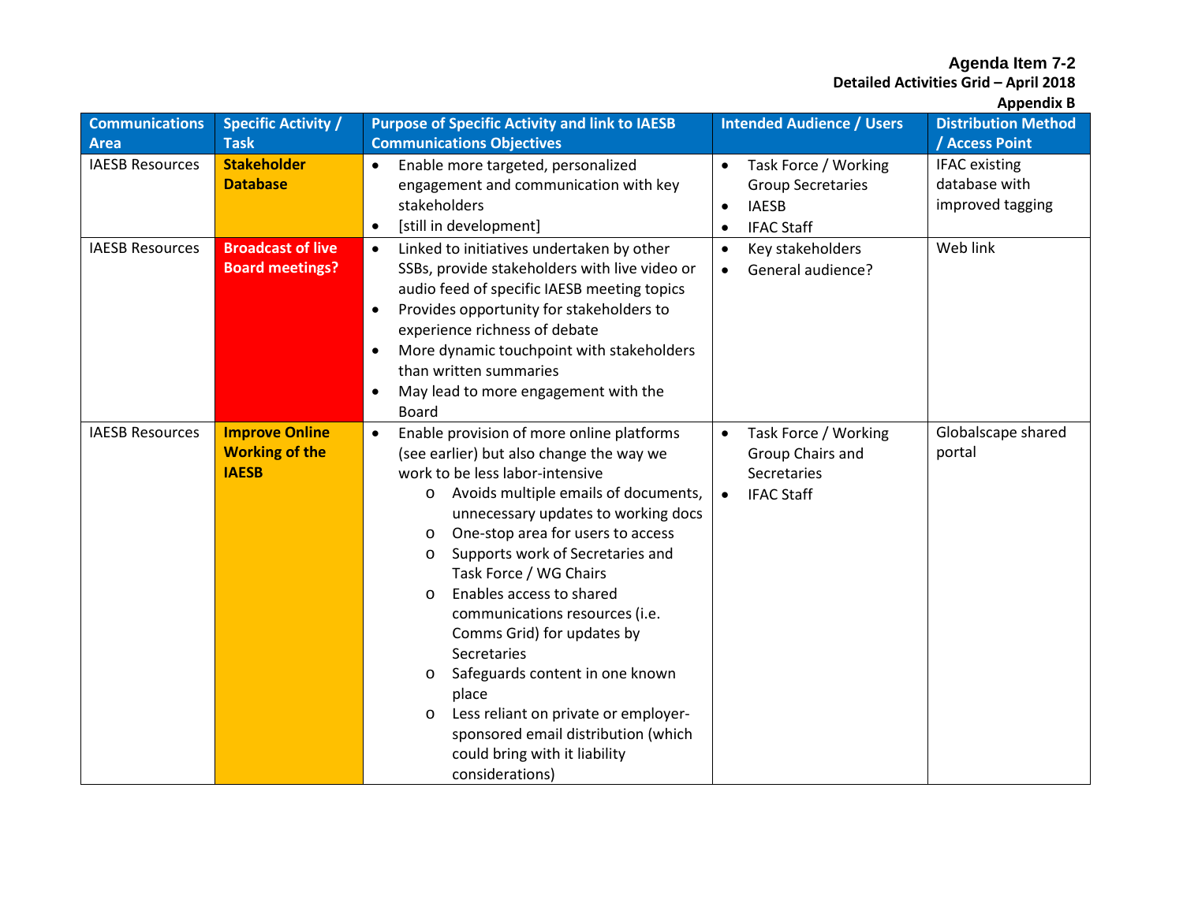**Agenda Item 7-2**

**Detailed Activities Grid – April 2018**

**Appendix B**

| Communications Area | Specific Activity / Task | Purpose of Specific Activity and link to IAESB Communications Objectives | Intended Audience / Users | Distribution Method / Access Point |
|---|---|---|---|---|
| IAESB Resources | **Stakeholder Database** | • Enable more targeted, personalized engagement and communication with key stakeholders<br>• [still in development] | • Task Force / Working Group Secretaries<br>• IAESB<br>• IFAC Staff | IFAC existing database with improved tagging |
| IAESB Resources | **Broadcast of live Board meetings?** | • Linked to initiatives undertaken by other SSBs, provide stakeholders with live video or audio feed of specific IAESB meeting topics<br>• Provides opportunity for stakeholders to experience richness of debate<br>• More dynamic touchpoint with stakeholders than written summaries<br>• May lead to more engagement with the Board | • Key stakeholders<br>• General audience? | Web link |
| IAESB Resources | **Improve Online Working of the IAESB** | • Enable provision of more online platforms (see earlier) but also change the way we work to be less labor-intensive<br>&nbsp;&nbsp;o Avoids multiple emails of documents, unnecessary updates to working docs<br>&nbsp;&nbsp;o One-stop area for users to access<br>&nbsp;&nbsp;o Supports work of Secretaries and Task Force / WG Chairs<br>&nbsp;&nbsp;o Enables access to shared communications resources (i.e. Comms Grid) for updates by Secretaries<br>&nbsp;&nbsp;o Safeguards content in one known place<br>&nbsp;&nbsp;o Less reliant on private or employer-sponsored email distribution (which could bring with it liability considerations) | • Task Force / Working Group Chairs and Secretaries<br>• IFAC Staff | Globalscape shared portal |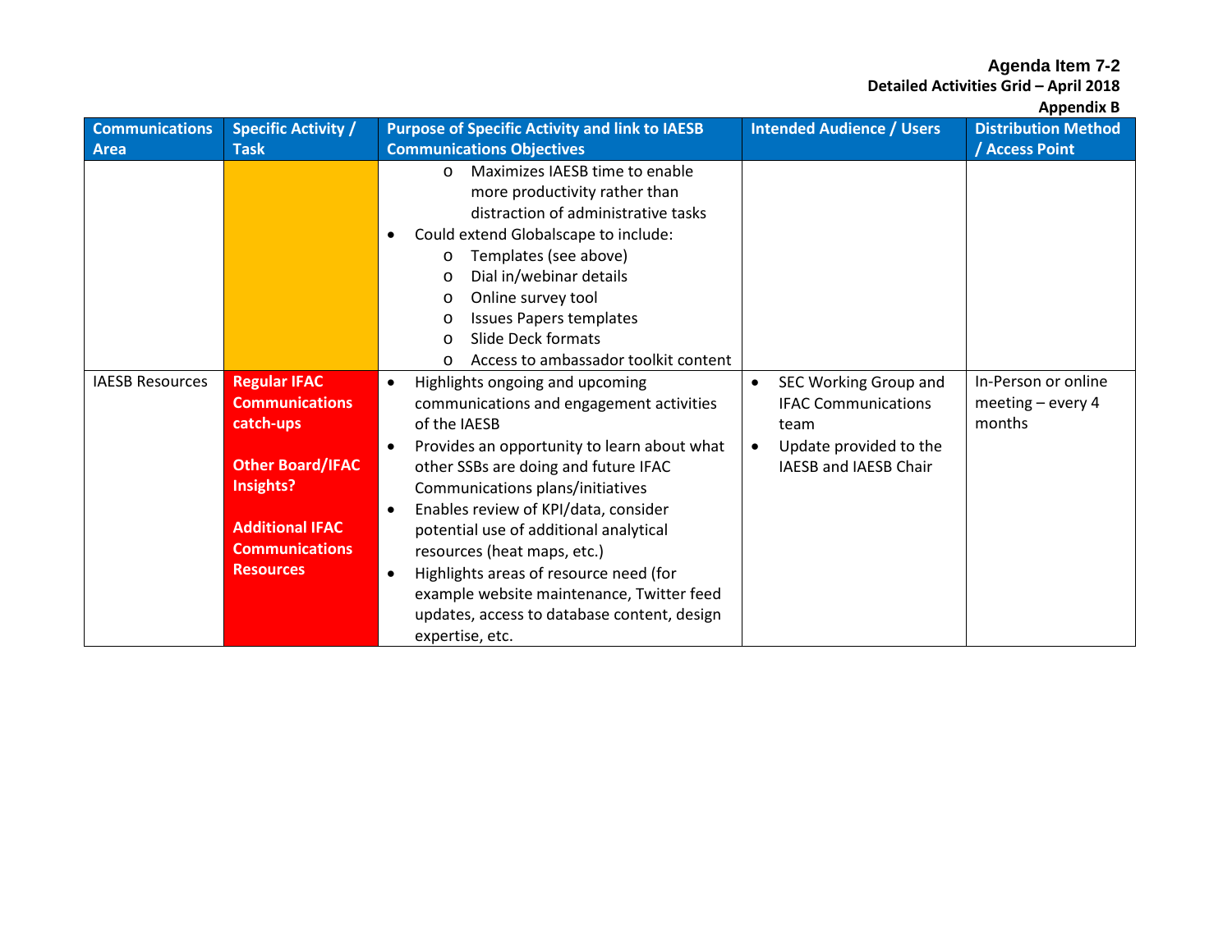**Agenda Item 7-2**
**Detailed Activities Grid – April 2018**
**Appendix B**

| Communications Area | Specific Activity / Task | Purpose of Specific Activity and link to IAESB Communications Objectives | Intended Audience / Users | Distribution Method / Access Point |
|---|---|---|---|---|
| | | o Maximizes IAESB time to enable more productivity rather than distraction of administrative tasks<br>• Could extend Globalscape to include:<br>o Templates (see above)<br>o Dial in/webinar details<br>o Online survey tool<br>o Issues Papers templates<br>o Slide Deck formats<br>o Access to ambassador toolkit content | | |
| IAESB Resources | **Regular IFAC Communications catch-ups**<br><br>**Other Board/IFAC Insights?**<br><br>**Additional IFAC Communications Resources** | • Highlights ongoing and upcoming communications and engagement activities of the IAESB<br>• Provides an opportunity to learn about what other SSBs are doing and future IFAC Communications plans/initiatives<br>• Enables review of KPI/data, consider potential use of additional analytical resources (heat maps, etc.)<br>• Highlights areas of resource need (for example website maintenance, Twitter feed updates, access to database content, design expertise, etc. | • SEC Working Group and IFAC Communications team<br>• Update provided to the IAESB and IAESB Chair | In-Person or online meeting – every 4 months |